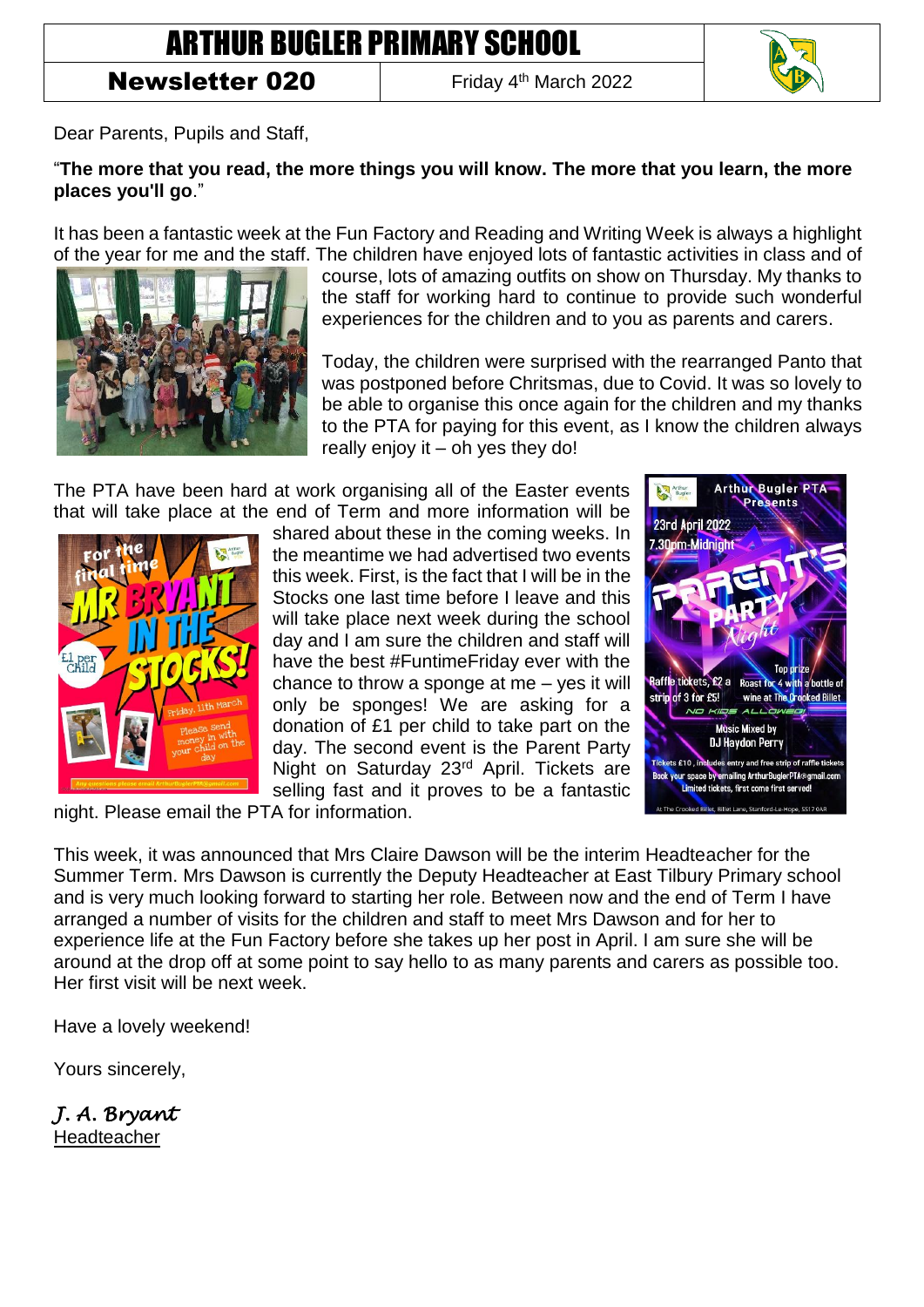# ARTHUR BUGLER PRIMARY SCHOOL

**Newsletter 020** | Friday 4th March 2022

Dear Parents, Pupils and Staff,

"**The more that you read, the more things you will know. The more that you learn, the more places you'll go**."

It has been a fantastic week at the Fun Factory and Reading and Writing Week is always a highlight of the year for me and the staff. The children have enjoyed lots of fantastic activities in class and of course, lots of amazing outfits on show on Thursday. My thanks to the staff for working hard to continue to provide such wonderful experiences for the children and to you as parents and carers.

Today, the children were surprised with the rearranged Panto that was postponed before Christmas, due to Covid. It was so lovely to be able to organise this once again for the children and my thanks to the PTA for paying for this event, as I know the children always really enjoy it – oh yes they do!

The PTA have been hard at work organising all of the Easter events that will take place at the end of Term and more information will be shared about these in the coming weeks. In the meantime we had advertised two events this week. First, is the fact that I will be in the Stocks one last time before I leave and this will take place next week during the school day and I am sure the children and staff will have the best #FuntimeFriday ever with the chance to throw a sponge at me – yes it will only be sponges! We are asking for a donation of £1 per child to take part on the day. The second event is the Parent Party Night on Saturday 23rd April. Tickets are selling fast and it proves to be a fantastic night. Please email the PTA for information.

This week, it was announced that Mrs Claire Dawson will be the interim Headteacher for the Summer Term. Mrs Dawson is currently the Deputy Headteacher at East Tilbury Primary school and is very much looking forward to starting her role. Between now and the end of Term I have arranged a number of visits for the children and staff to meet Mrs Dawson and for her to experience life at the Fun Factory before she takes up her post in April. I am sure she will be around at the drop off at some point to say hello to as many parents and carers as possible too. Her first visit will be next week.

Have a lovely weekend!

Yours sincerely,

*J. A. Bryant*
Headteacher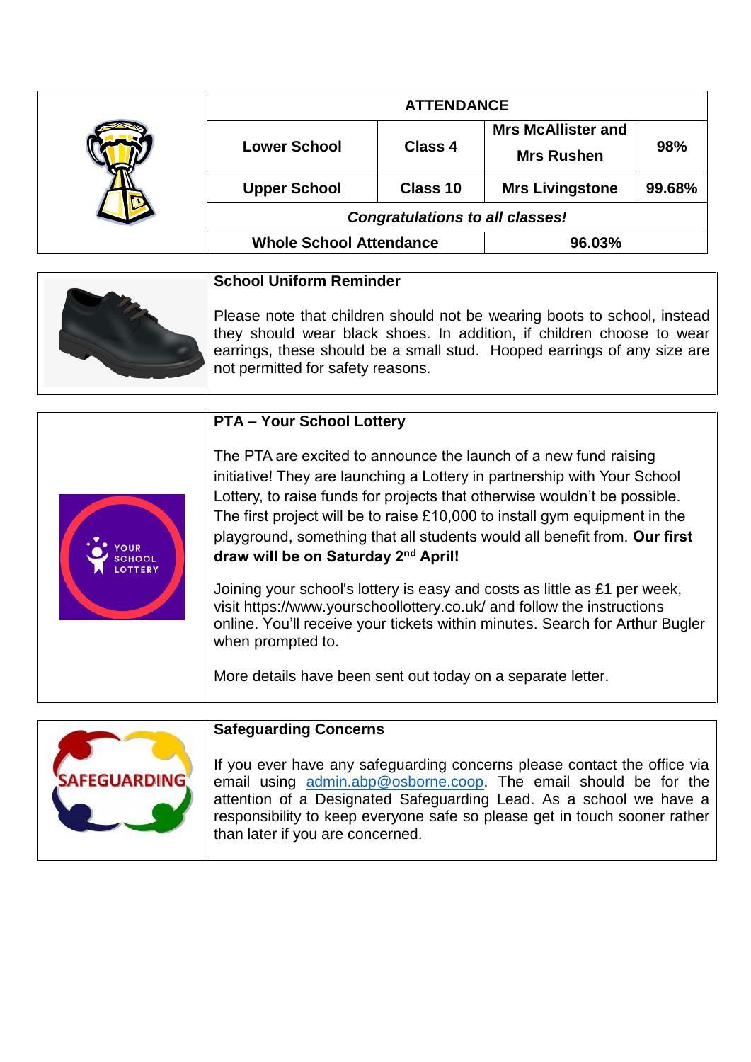| ATTENDANCE | | | |
|---|---|---|---|
| Lower School | Class 4 | Mrs McAllister and Mrs Rushen | 98% |
| Upper School | Class 10 | Mrs Livingstone | 99.68% |
| ***Congratulations to all classes!*** | | | |
| **Whole School Attendance** | | **96.03%** | |

**School Uniform Reminder**

Please note that children should not be wearing boots to school, instead they should wear black shoes. In addition, if children choose to wear earrings, these should be a small stud. Hooped earrings of any size are not permitted for safety reasons.

**PTA – Your School Lottery**

The PTA are excited to announce the launch of a new fund raising initiative! They are launching a Lottery in partnership with Your School Lottery, to raise funds for projects that otherwise wouldn't be possible. The first project will be to raise £10,000 to install gym equipment in the playground, something that all students would all benefit from. **Our first draw will be on Saturday 2nd April!**

Joining your school's lottery is easy and costs as little as £1 per week, visit https://www.yourschoollottery.co.uk/ and follow the instructions online. You'll receive your tickets within minutes. Search for Arthur Bugler when prompted to.

More details have been sent out today on a separate letter.

**Safeguarding Concerns**

If you ever have any safeguarding concerns please contact the office via email using admin.abp@osborne.coop. The email should be for the attention of a Designated Safeguarding Lead. As a school we have a responsibility to keep everyone safe so please get in touch sooner rather than later if you are concerned.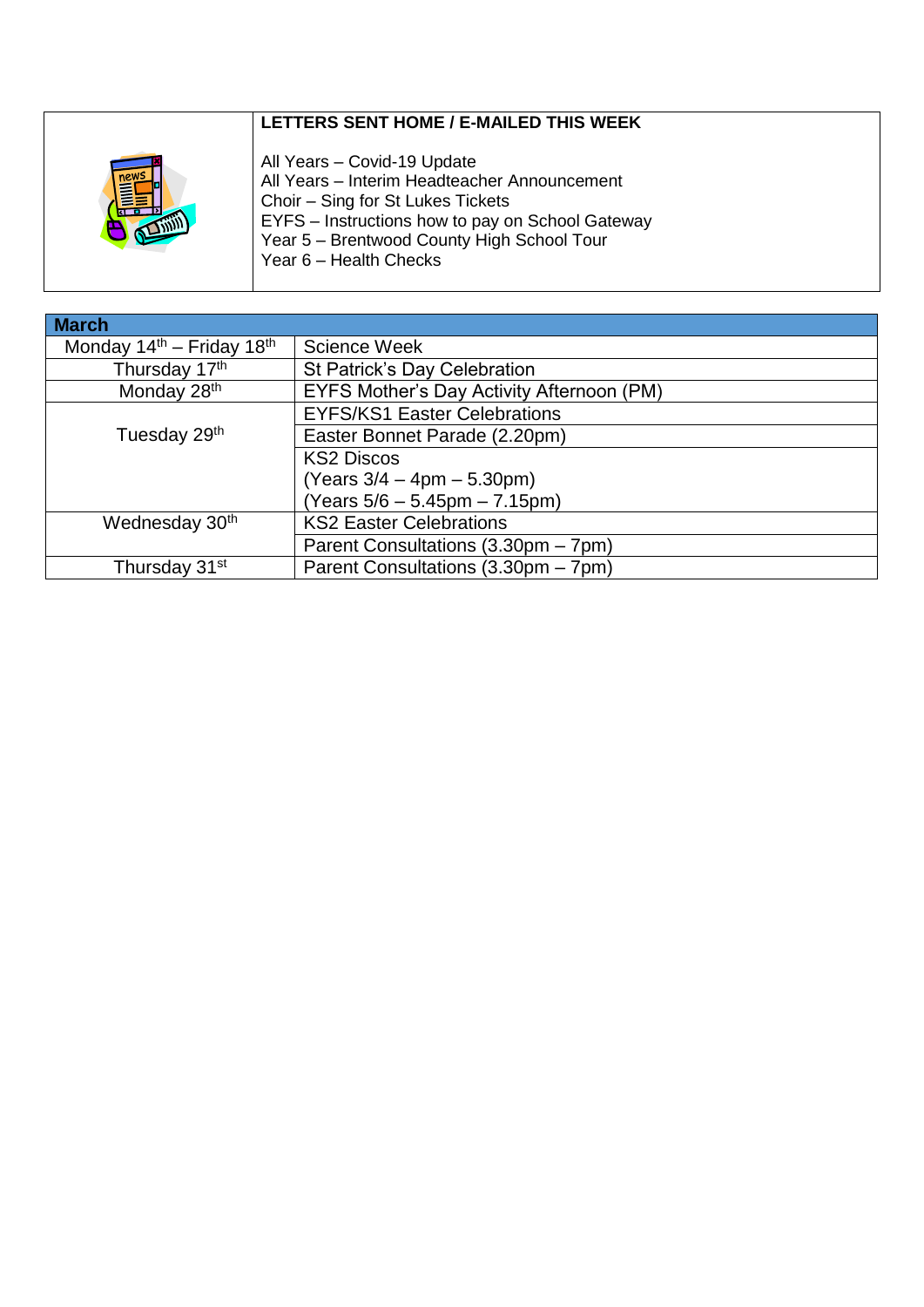**LETTERS SENT HOME / E-MAILED THIS WEEK**

All Years – Covid-19 Update
All Years – Interim Headteacher Announcement
Choir – Sing for St Lukes Tickets
EYFS – Instructions how to pay on School Gateway
Year 5 – Brentwood County High School Tour
Year 6 – Health Checks

| **March** | |
|---|---|
| Monday 14th – Friday 18th | Science Week |
| Thursday 17th | St Patrick's Day Celebration |
| Monday 28th | EYFS Mother's Day Activity Afternoon (PM) |
| Tuesday 29th | EYFS/KS1 Easter Celebrations |
| | Easter Bonnet Parade (2.20pm) |
| | KS2 Discos<br>(Years 3/4 – 4pm – 5.30pm)<br>(Years 5/6 – 5.45pm – 7.15pm) |
| Wednesday 30th | KS2 Easter Celebrations |
| | Parent Consultations (3.30pm – 7pm) |
| Thursday 31st | Parent Consultations (3.30pm – 7pm) |